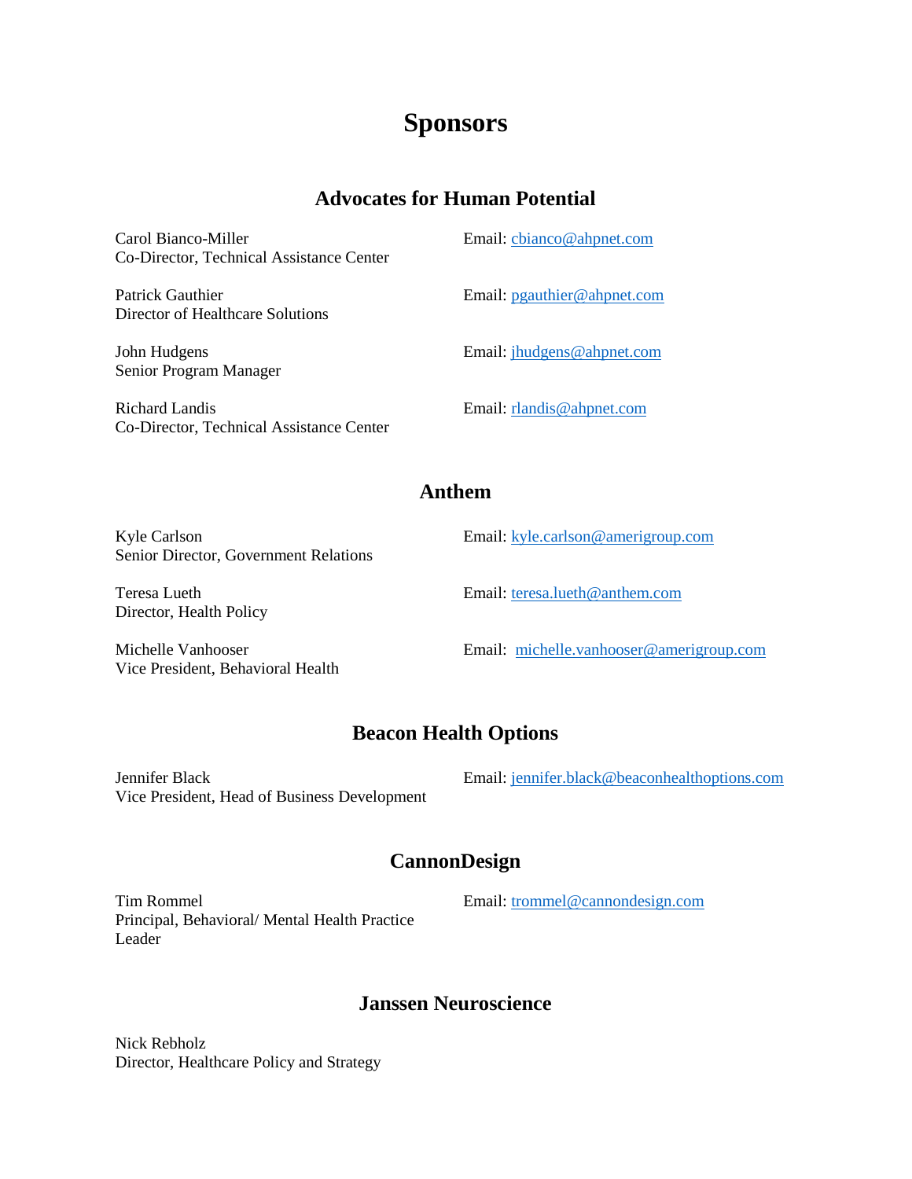# Sponsors

## Advocates for Human Potential

Carol Bianco-Miller
Co-Director, Technical Assistance Center
Email: cbianco@ahpnet.com

Patrick Gauthier
Director of Healthcare Solutions
Email: pgauthier@ahpnet.com

John Hudgens
Senior Program Manager
Email: jhudgens@ahpnet.com

Richard Landis
Co-Director, Technical Assistance Center
Email: rlandis@ahpnet.com

## Anthem

Kyle Carlson
Senior Director, Government Relations
Email: kyle.carlson@amerigroup.com

Teresa Lueth
Director, Health Policy
Email: teresa.lueth@anthem.com

Michelle Vanhooser
Vice President, Behavioral Health
Email: michelle.vanhooser@amerigroup.com

## Beacon Health Options

Jennifer Black
Vice President, Head of Business Development
Email: jennifer.black@beaconhealthoptions.com

## CannonDesign

Tim Rommel
Principal, Behavioral/ Mental Health Practice Leader
Email: trommel@cannondesign.com

## Janssen Neuroscience

Nick Rebholz
Director, Healthcare Policy and Strategy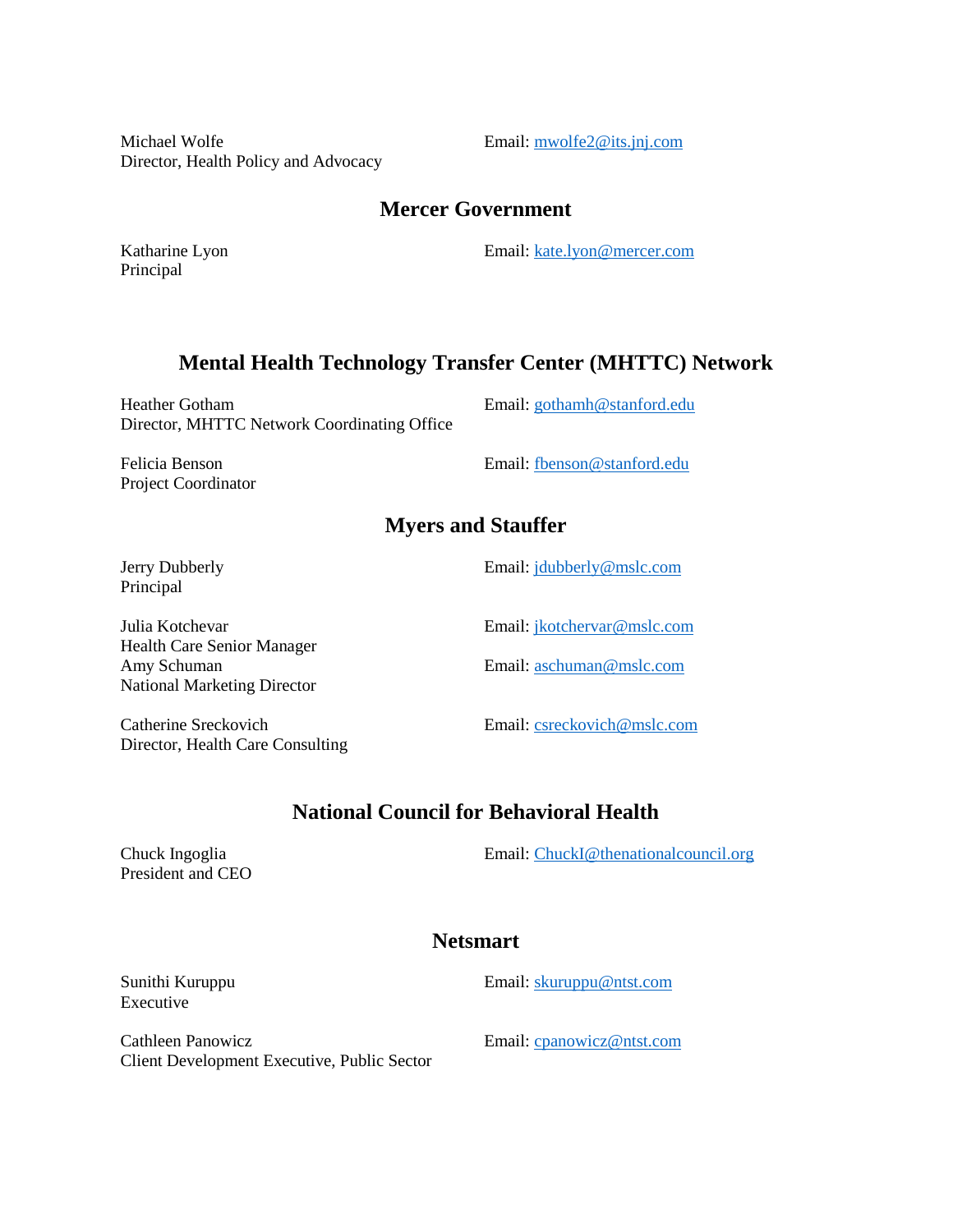Michael Wolfe
Director, Health Policy and Advocacy
Email: mwolfe2@its.jnj.com

## Mercer Government

Katharine Lyon
Principal
Email: kate.lyon@mercer.com

## Mental Health Technology Transfer Center (MHTTC) Network

Heather Gotham
Director, MHTTC Network Coordinating Office
Email: gothamh@stanford.edu

Felicia Benson
Project Coordinator
Email: fbenson@stanford.edu

## Myers and Stauffer

Jerry Dubberly
Principal
Email: jdubberly@mslc.com

Julia Kotchevar
Health Care Senior Manager
Email: jkotchervar@mslc.com

Amy Schuman
National Marketing Director
Email: aschuman@mslc.com

Catherine Sreckovich
Director, Health Care Consulting
Email: csreckovich@mslc.com

## National Council for Behavioral Health

Chuck Ingoglia
President and CEO
Email: ChuckI@thenationalcouncil.org

## Netsmart

Sunithi Kuruppu
Executive
Email: skuruppu@ntst.com

Cathleen Panowicz
Client Development Executive, Public Sector
Email: cpanowicz@ntst.com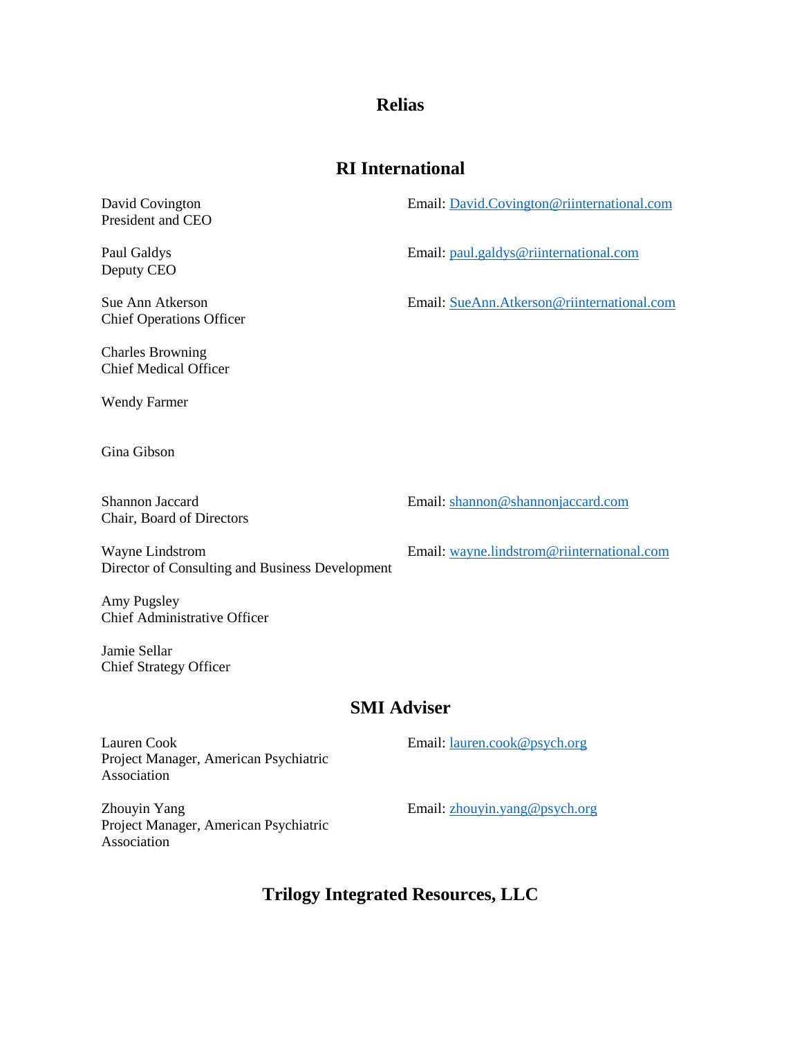## Relias

## RI International

David Covington
President and CEO
Email: David.Covington@riinternational.com

Paul Galdys
Deputy CEO
Email: paul.galdys@riinternational.com

Sue Ann Atkerson
Chief Operations Officer
Email: SueAnn.Atkerson@riinternational.com

Charles Browning
Chief Medical Officer

Wendy Farmer

Gina Gibson

Shannon Jaccard
Chair, Board of Directors
Email: shannon@shannonjaccard.com

Wayne Lindstrom
Director of Consulting and Business Development
Email: wayne.lindstrom@riinternational.com

Amy Pugsley
Chief Administrative Officer

Jamie Sellar
Chief Strategy Officer

## SMI Adviser

Lauren Cook
Project Manager, American Psychiatric Association
Email: lauren.cook@psych.org

Zhouyin Yang
Project Manager, American Psychiatric Association
Email: zhouyin.yang@psych.org

## Trilogy Integrated Resources, LLC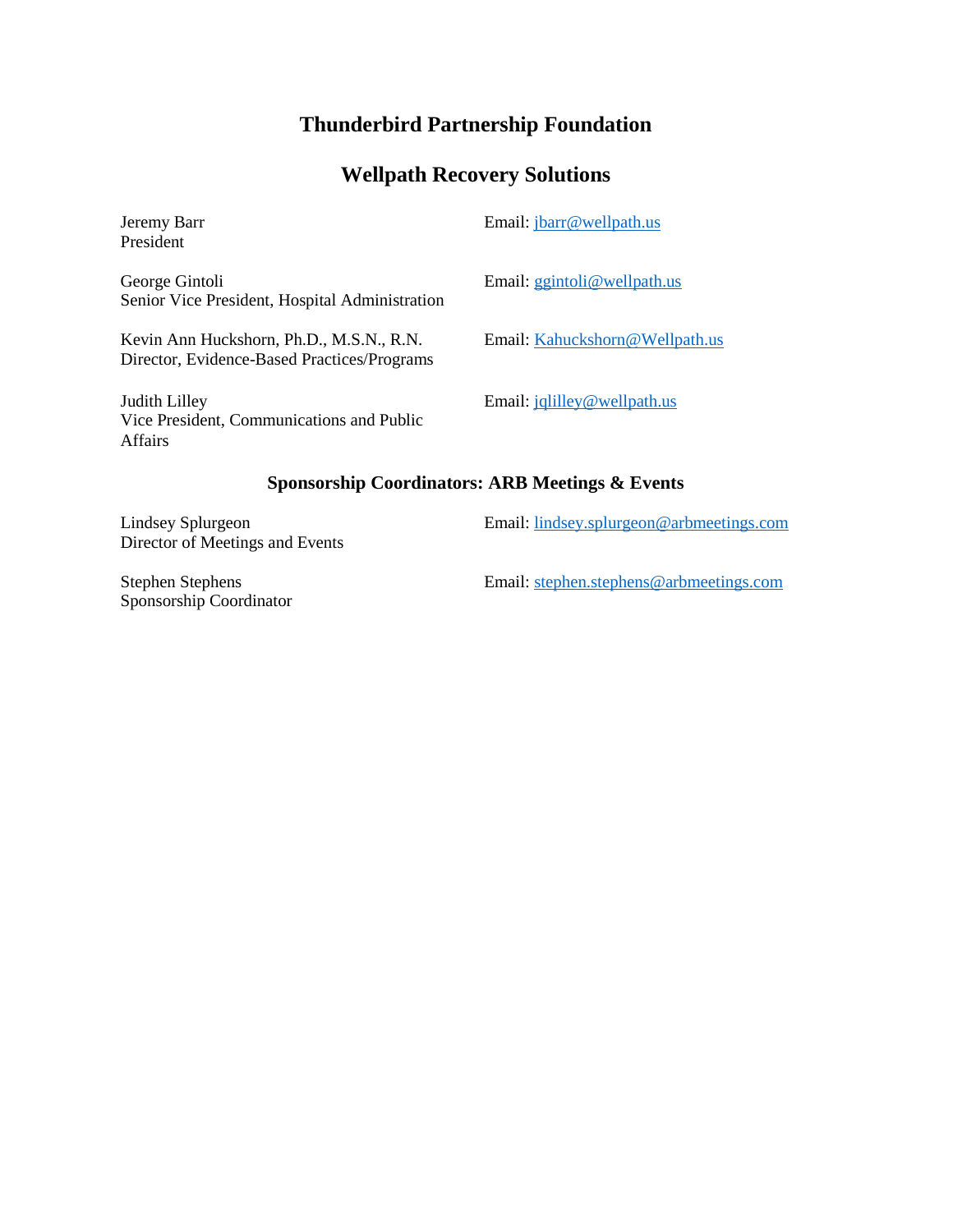## Thunderbird Partnership Foundation

## Wellpath Recovery Solutions

Jeremy Barr
President

Email: jbarr@wellpath.us

George Gintoli
Senior Vice President, Hospital Administration

Email: ggintoli@wellpath.us

Kevin Ann Huckshorn, Ph.D., M.S.N., R.N.
Director, Evidence-Based Practices/Programs

Email: Kahuckshorn@Wellpath.us

Judith Lilley
Vice President, Communications and Public Affairs

Email: jqlilley@wellpath.us

### Sponsorship Coordinators: ARB Meetings & Events

Lindsey Splurgeon
Director of Meetings and Events

Email: lindsey.splurgeon@arbmeetings.com

Stephen Stephens
Sponsorship Coordinator

Email: stephen.stephens@arbmeetings.com